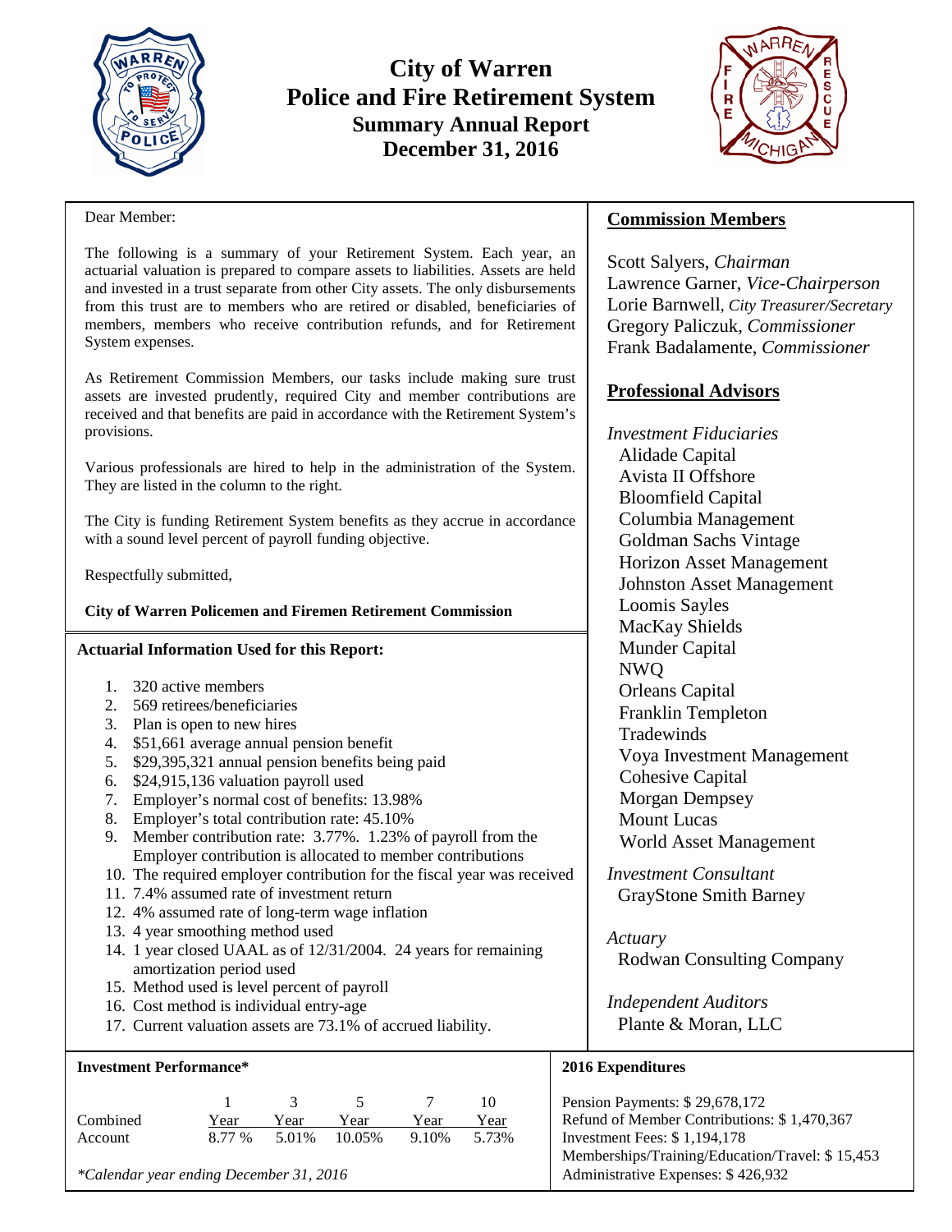# City of Warren
# Police and Fire Retirement System
## Summary Annual Report
## December 31, 2016

Dear Member:

The following is a summary of your Retirement System. Each year, an actuarial valuation is prepared to compare assets to liabilities. Assets are held and invested in a trust separate from other City assets. The only disbursements from this trust are to members who are retired or disabled, beneficiaries of members, members who receive contribution refunds, and for Retirement System expenses.

As Retirement Commission Members, our tasks include making sure trust assets are invested prudently, required City and member contributions are received and that benefits are paid in accordance with the Retirement System's provisions.

Various professionals are hired to help in the administration of the System. They are listed in the column to the right.

The City is funding Retirement System benefits as they accrue in accordance with a sound level percent of payroll funding objective.

Respectfully submitted,

**City of Warren Policemen and Firemen Retirement Commission**

### Actuarial Information Used for this Report:

1. 320 active members
2. 569 retirees/beneficiaries
3. Plan is open to new hires
4. $51,661 average annual pension benefit
5. $29,395,321 annual pension benefits being paid
6. $24,915,136 valuation payroll used
7. Employer's normal cost of benefits: 13.98%
8. Employer's total contribution rate: 45.10%
9. Member contribution rate: 3.77%. 1.23% of payroll from the Employer contribution is allocated to member contributions
10. The required employer contribution for the fiscal year was received
11. 7.4% assumed rate of investment return
12. 4% assumed rate of long-term wage inflation
13. 4 year smoothing method used
14. 1 year closed UAAL as of 12/31/2004. 24 years for remaining amortization period used
15. Method used is level percent of payroll
16. Cost method is individual entry-age
17. Current valuation assets are 73.1% of accrued liability.

## Commission Members

Scott Salyers, *Chairman*
Lawrence Garner, *Vice-Chairperson*
Lorie Barnwell, *City Treasurer/Secretary*
Gregory Paliczuk, *Commissioner*
Frank Badalamente, *Commissioner*

## Professional Advisors

*Investment Fiduciaries*
- Alidade Capital
- Avista II Offshore
- Bloomfield Capital
- Columbia Management
- Goldman Sachs Vintage
- Horizon Asset Management
- Johnston Asset Management
- Loomis Sayles
- MacKay Shields
- Munder Capital
- NWQ
- Orleans Capital
- Franklin Templeton
- Tradewinds
- Voya Investment Management
- Cohesive Capital
- Morgan Dempsey
- Mount Lucas
- World Asset Management

*Investment Consultant*
GrayStone Smith Barney

*Actuary*
Rodwan Consulting Company

*Independent Auditors*
Plante & Moran, LLC

### Investment Performance*

| | 1 Year | 3 Year | 5 Year | 7 Year | 10 Year |
|---|---|---|---|---|---|
| Combined Account | 8.77 % | 5.01% | 10.05% | 9.10% | 5.73% |

*\*Calendar year ending December 31, 2016*

### 2016 Expenditures

Pension Payments: $ 29,678,172
Refund of Member Contributions: $ 1,470,367
Investment Fees: $ 1,194,178
Memberships/Training/Education/Travel: $ 15,453
Administrative Expenses: $ 426,932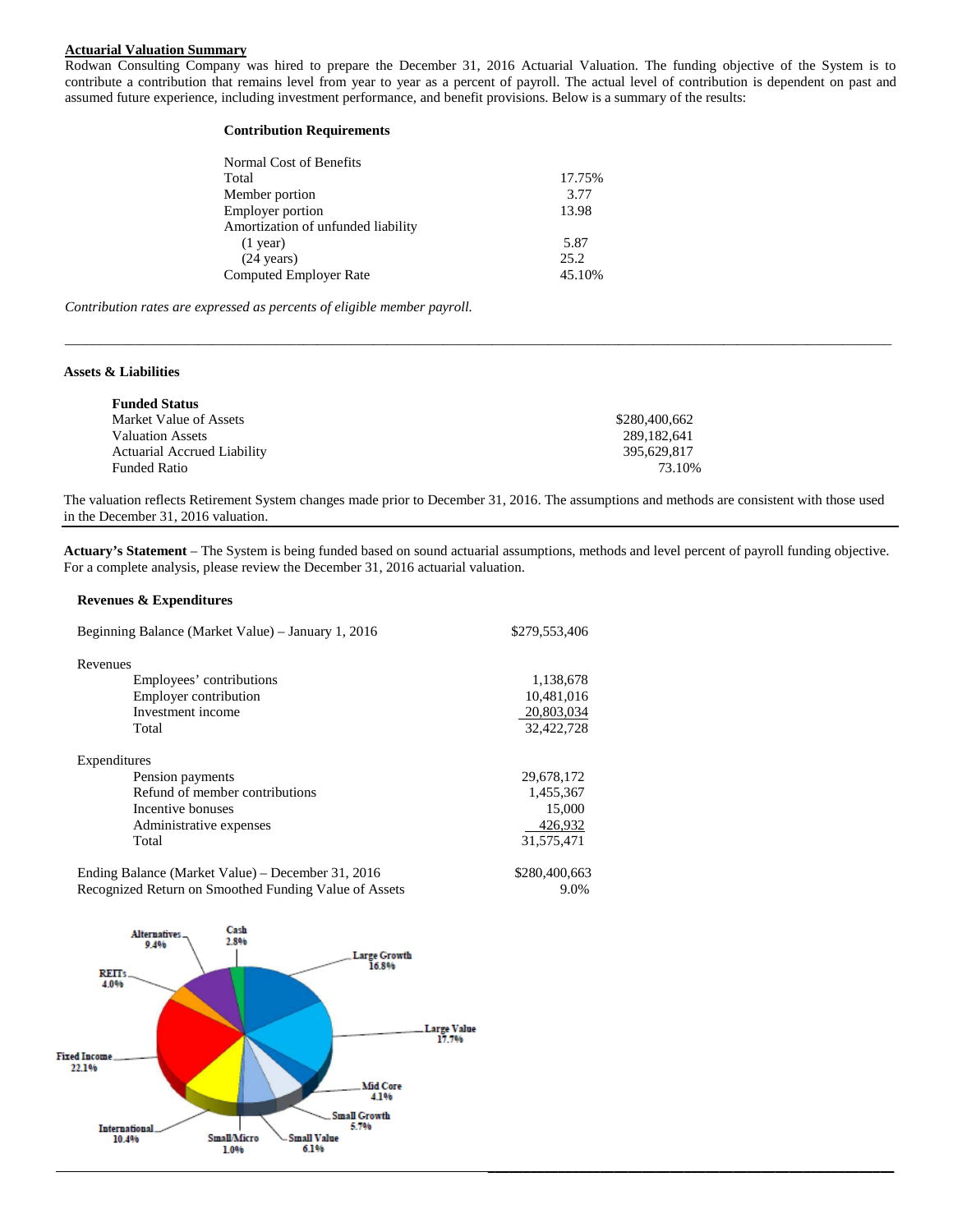## Actuarial Valuation Summary

Rodwan Consulting Company was hired to prepare the December 31, 2016 Actuarial Valuation. The funding objective of the System is to contribute a contribution that remains level from year to year as a percent of payroll. The actual level of contribution is dependent on past and assumed future experience, including investment performance, and benefit provisions. Below is a summary of the results:

### Contribution Requirements

| | |
|---|---|
| Normal Cost of Benefits | |
| Total | 17.75% |
| Member portion | 3.77 |
| Employer portion | 13.98 |
| Amortization of unfunded liability | |
| (1 year) | 5.87 |
| (24 years) | 25.2 |
| Computed Employer Rate | 45.10% |

*Contribution rates are expressed as percents of eligible member payroll.*

---

### Assets & Liabilities

| **Funded Status** | |
|---|---|
| Market Value of Assets | $280,400,662 |
| Valuation Assets | 289,182,641 |
| Actuarial Accrued Liability | 395,629,817 |
| Funded Ratio | 73.10% |

The valuation reflects Retirement System changes made prior to December 31, 2016. The assumptions and methods are consistent with those used in the December 31, 2016 valuation.

**Actuary's Statement** – The System is being funded based on sound actuarial assumptions, methods and level percent of payroll funding objective. For a complete analysis, please review the December 31, 2016 actuarial valuation.

### Revenues & Expenditures

| | |
|---|---|
| Beginning Balance (Market Value) – January 1, 2016 | $279,553,406 |
| Revenues | |
| Employees' contributions | 1,138,678 |
| Employer contribution | 10,481,016 |
| Investment income | 20,803,034 |
| Total | 32,422,728 |
| Expenditures | |
| Pension payments | 29,678,172 |
| Refund of member contributions | 1,455,367 |
| Incentive bonuses | 15,000 |
| Administrative expenses | 426,932 |
| Total | 31,575,471 |
| Ending Balance (Market Value) – December 31, 2016 | $280,400,663 |
| Recognized Return on Smoothed Funding Value of Assets | 9.0% |

Alternatives 9.4%
Cash 2.8%
Large Growth 16.8%
REITs 4.0%
Large Value 17.7%
Fixed Income 22.1%
Mid Core 4.1%
Small Growth 5.7%
International 10.4%
Small/Micro 1.0%
Small Value 6.1%